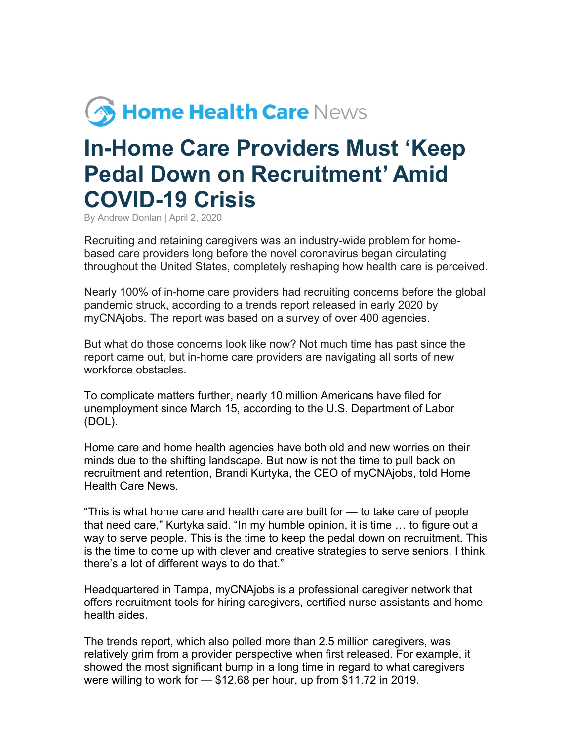Home Health Care News

# In-Home Care Providers Must 'Keep Pedal Down on Recruitment' Amid COVID-19 Crisis

By Andrew Donlan | April 2, 2020

Recruiting and retaining caregivers was an industry-wide problem for home-based care providers long before the novel coronavirus began circulating throughout the United States, completely reshaping how health care is perceived.

Nearly 100% of in-home care providers had recruiting concerns before the global pandemic struck, according to a trends report released in early 2020 by myCNAjobs. The report was based on a survey of over 400 agencies.

But what do those concerns look like now? Not much time has past since the report came out, but in-home care providers are navigating all sorts of new workforce obstacles.

To complicate matters further, nearly 10 million Americans have filed for unemployment since March 15, according to the U.S. Department of Labor (DOL).

Home care and home health agencies have both old and new worries on their minds due to the shifting landscape. But now is not the time to pull back on recruitment and retention, Brandi Kurtyka, the CEO of myCNAjobs, told Home Health Care News.

"This is what home care and health care are built for — to take care of people that need care," Kurtyka said. "In my humble opinion, it is time … to figure out a way to serve people. This is the time to keep the pedal down on recruitment. This is the time to come up with clever and creative strategies to serve seniors. I think there's a lot of different ways to do that."

Headquartered in Tampa, myCNAjobs is a professional caregiver network that offers recruitment tools for hiring caregivers, certified nurse assistants and home health aides.

The trends report, which also polled more than 2.5 million caregivers, was relatively grim from a provider perspective when first released. For example, it showed the most significant bump in a long time in regard to what caregivers were willing to work for — $12.68 per hour, up from $11.72 in 2019.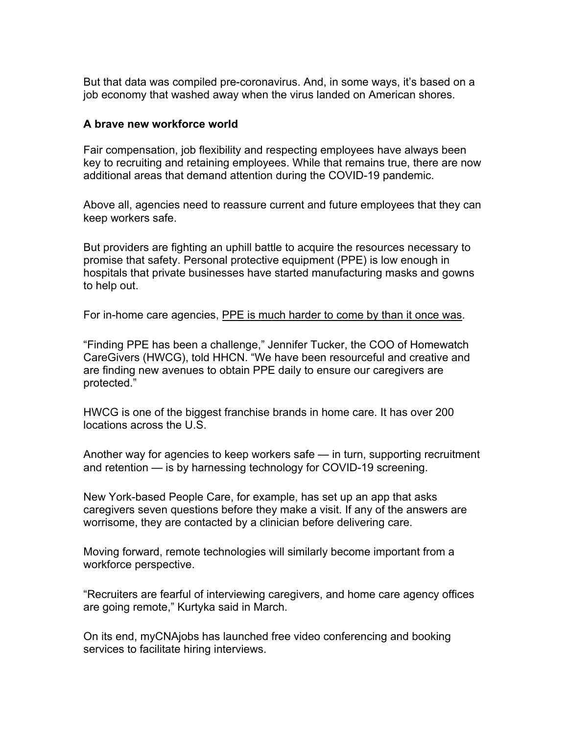But that data was compiled pre-coronavirus. And, in some ways, it's based on a job economy that washed away when the virus landed on American shores.

**A brave new workforce world**

Fair compensation, job flexibility and respecting employees have always been key to recruiting and retaining employees. While that remains true, there are now additional areas that demand attention during the COVID-19 pandemic.

Above all, agencies need to reassure current and future employees that they can keep workers safe.

But providers are fighting an uphill battle to acquire the resources necessary to promise that safety. Personal protective equipment (PPE) is low enough in hospitals that private businesses have started manufacturing masks and gowns to help out.

For in-home care agencies, PPE is much harder to come by than it once was.

"Finding PPE has been a challenge," Jennifer Tucker, the COO of Homewatch CareGivers (HWCG), told HHCN. "We have been resourceful and creative and are finding new avenues to obtain PPE daily to ensure our caregivers are protected."

HWCG is one of the biggest franchise brands in home care. It has over 200 locations across the U.S.

Another way for agencies to keep workers safe — in turn, supporting recruitment and retention — is by harnessing technology for COVID-19 screening.

New York-based People Care, for example, has set up an app that asks caregivers seven questions before they make a visit. If any of the answers are worrisome, they are contacted by a clinician before delivering care.

Moving forward, remote technologies will similarly become important from a workforce perspective.

"Recruiters are fearful of interviewing caregivers, and home care agency offices are going remote," Kurtyka said in March.

On its end, myCNAjobs has launched free video conferencing and booking services to facilitate hiring interviews.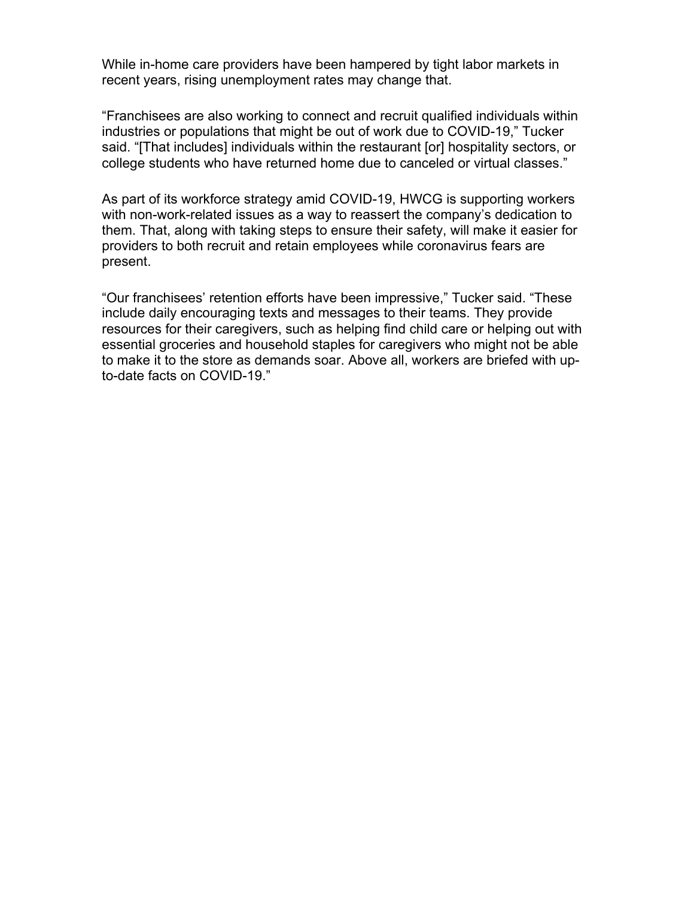While in-home care providers have been hampered by tight labor markets in recent years, rising unemployment rates may change that.

“Franchisees are also working to connect and recruit qualified individuals within industries or populations that might be out of work due to COVID-19,” Tucker said. “[That includes] individuals within the restaurant [or] hospitality sectors, or college students who have returned home due to canceled or virtual classes.”

As part of its workforce strategy amid COVID-19, HWCG is supporting workers with non-work-related issues as a way to reassert the company’s dedication to them. That, along with taking steps to ensure their safety, will make it easier for providers to both recruit and retain employees while coronavirus fears are present.

“Our franchisees’ retention efforts have been impressive,” Tucker said. “These include daily encouraging texts and messages to their teams. They provide resources for their caregivers, such as helping find child care or helping out with essential groceries and household staples for caregivers who might not be able to make it to the store as demands soar. Above all, workers are briefed with up-to-date facts on COVID-19.”